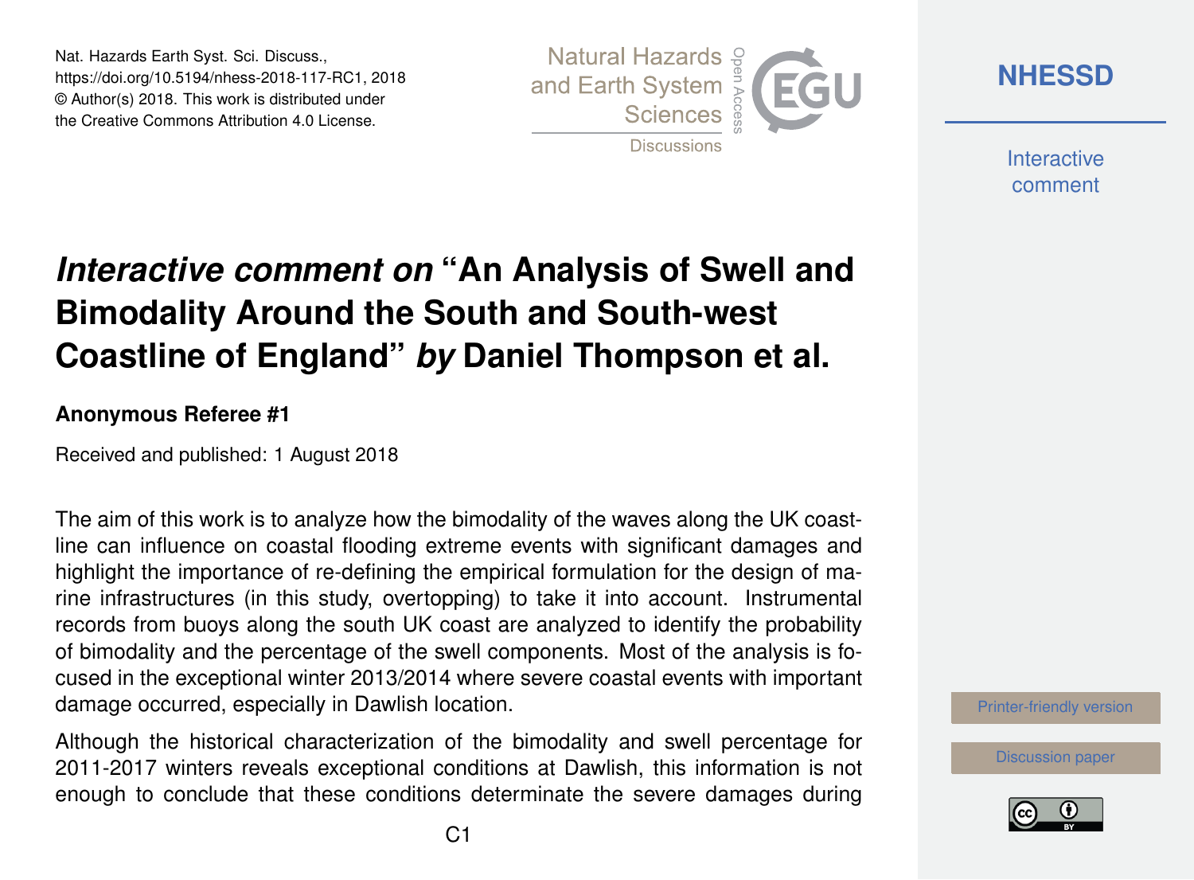Nat. Hazards Earth Syst. Sci. Discuss.,
https://doi.org/10.5194/nhess-2018-117-RC1, 2018
© Author(s) 2018. This work is distributed under
the Creative Commons Attribution 4.0 License.

# *Interactive comment on* "An Analysis of Swell and Bimodality Around the South and South-west Coastline of England" *by* Daniel Thompson et al.

**Anonymous Referee #1**

Received and published: 1 August 2018

The aim of this work is to analyze how the bimodality of the waves along the UK coastline can influence on coastal flooding extreme events with significant damages and highlight the importance of re-defining the empirical formulation for the design of marine infrastructures (in this study, overtopping) to take it into account. Instrumental records from buoys along the south UK coast are analyzed to identify the probability of bimodality and the percentage of the swell components. Most of the analysis is focused in the exceptional winter 2013/2014 where severe coastal events with important damage occurred, especially in Dawlish location.

Although the historical characterization of the bimodality and swell percentage for 2011-2017 winters reveals exceptional conditions at Dawlish, this information is not enough to conclude that these conditions determinate the severe damages during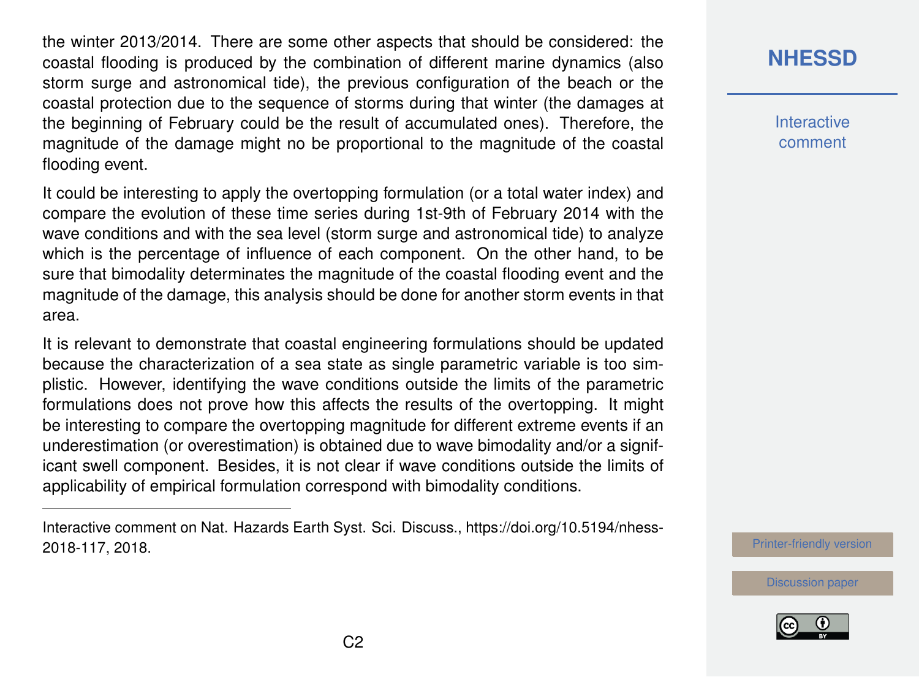the winter 2013/2014. There are some other aspects that should be considered: the coastal flooding is produced by the combination of different marine dynamics (also storm surge and astronomical tide), the previous configuration of the beach or the coastal protection due to the sequence of storms during that winter (the damages at the beginning of February could be the result of accumulated ones). Therefore, the magnitude of the damage might no be proportional to the magnitude of the coastal flooding event.

It could be interesting to apply the overtopping formulation (or a total water index) and compare the evolution of these time series during 1st-9th of February 2014 with the wave conditions and with the sea level (storm surge and astronomical tide) to analyze which is the percentage of influence of each component. On the other hand, to be sure that bimodality determinates the magnitude of the coastal flooding event and the magnitude of the damage, this analysis should be done for another storm events in that area.

It is relevant to demonstrate that coastal engineering formulations should be updated because the characterization of a sea state as single parametric variable is too simplistic. However, identifying the wave conditions outside the limits of the parametric formulations does not prove how this affects the results of the overtopping. It might be interesting to compare the overtopping magnitude for different extreme events if an underestimation (or overestimation) is obtained due to wave bimodality and/or a significant swell component. Besides, it is not clear if wave conditions outside the limits of applicability of empirical formulation correspond with bimodality conditions.

---

Interactive comment on Nat. Hazards Earth Syst. Sci. Discuss., https://doi.org/10.5194/nhess-2018-117, 2018.